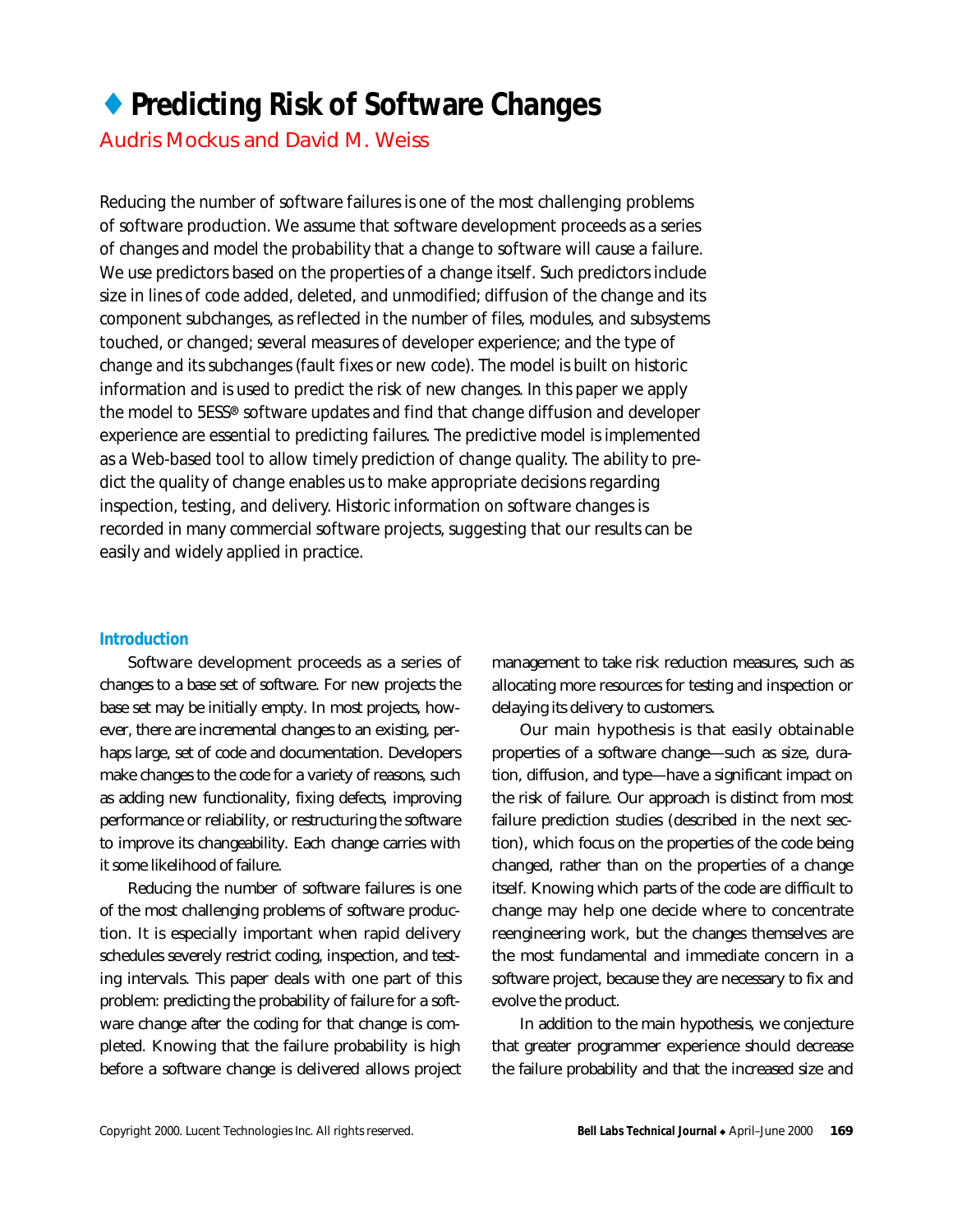# ♦ Predicting Risk of Software Changes

Audris Mockus and David M. Weiss

Reducing the number of software failures is one of the most challenging problems of software production. We assume that software development proceeds as a series of changes and model the probability that a change to software will cause a failure. We use predictors based on the properties of a change itself. Such predictors include size in lines of code added, deleted, and unmodified; diffusion of the change and its component subchanges, as reflected in the number of files, modules, and subsystems touched, or changed; several measures of developer experience; and the type of change and its subchanges (fault fixes or new code). The model is built on historic information and is used to predict the risk of new changes. In this paper we apply the model to 5ESS® software updates and find that change diffusion and developer experience are essential to predicting failures. The predictive model is implemented as a Web-based tool to allow timely prediction of change quality. The ability to predict the quality of change enables us to make appropriate decisions regarding inspection, testing, and delivery. Historic information on software changes is recorded in many commercial software projects, suggesting that our results can be easily and widely applied in practice.

## Introduction

Software development proceeds as a series of changes to a base set of software. For new projects the base set may be initially empty. In most projects, however, there are incremental changes to an existing, perhaps large, set of code and documentation. Developers make changes to the code for a variety of reasons, such as adding new functionality, fixing defects, improving performance or reliability, or restructuring the software to improve its changeability. Each change carries with it some likelihood of failure.

Reducing the number of software failures is one of the most challenging problems of software production. It is especially important when rapid delivery schedules severely restrict coding, inspection, and testing intervals. This paper deals with one part of this problem: predicting the probability of failure for a software change after the coding for that change is completed. Knowing that the failure probability is high before a software change is delivered allows project management to take risk reduction measures, such as allocating more resources for testing and inspection or delaying its delivery to customers.

Our main hypothesis is that easily obtainable properties of a software change—such as size, duration, diffusion, and type—have a significant impact on the risk of failure. Our approach is distinct from most failure prediction studies (described in the next section), which focus on the properties of the code being changed, rather than on the properties of a change itself. Knowing which parts of the code are difficult to change may help one decide where to concentrate reengineering work, but the changes themselves are the most fundamental and immediate concern in a software project, because they are necessary to fix and evolve the product.

In addition to the main hypothesis, we conjecture that greater programmer experience should decrease the failure probability and that the increased size and

Copyright 2000. Lucent Technologies Inc. All rights reserved.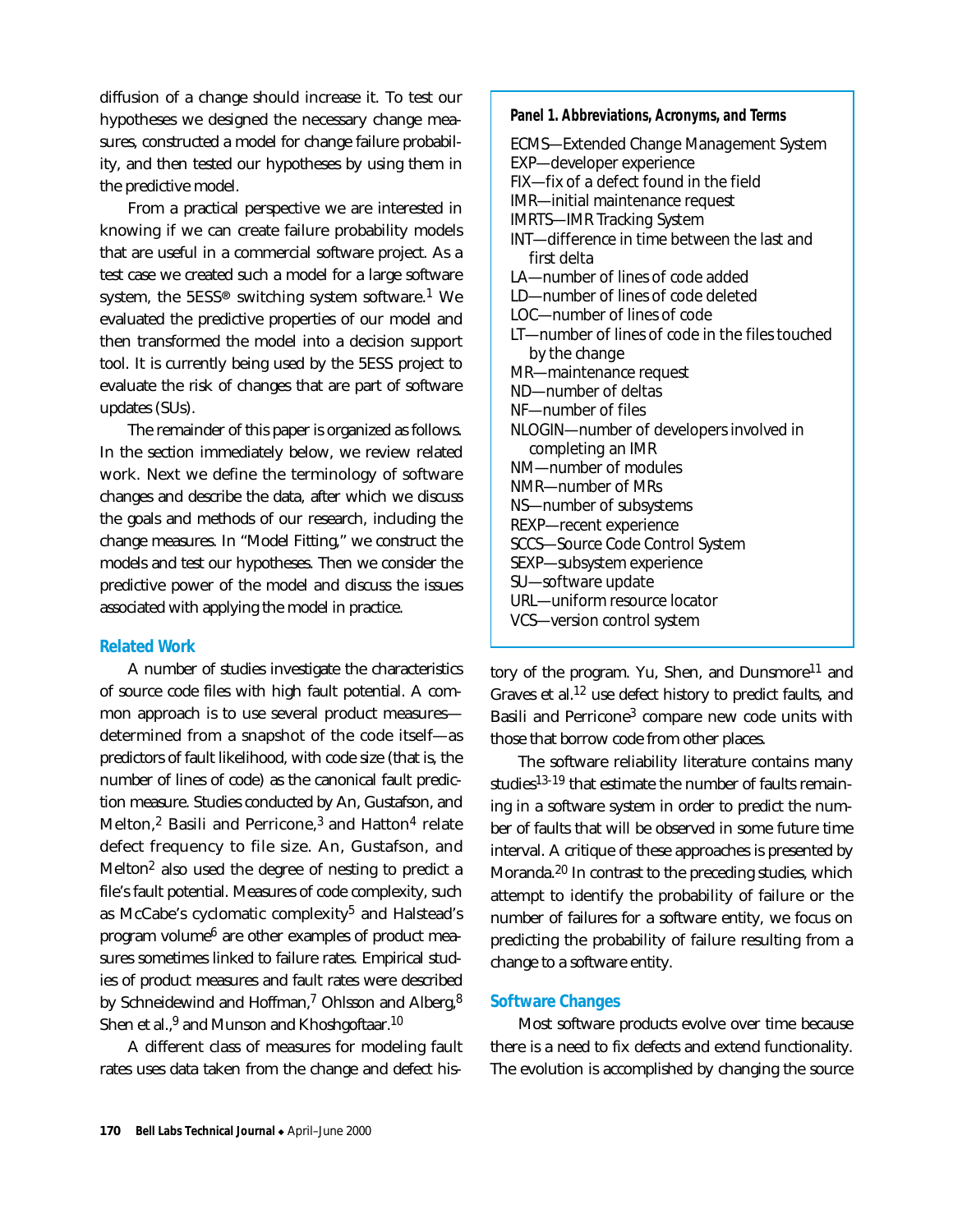diffusion of a change should increase it. To test our hypotheses we designed the necessary change measures, constructed a model for change failure probability, and then tested our hypotheses by using them in the predictive model.

From a practical perspective we are interested in knowing if we can create failure probability models that are useful in a commercial software project. As a test case we created such a model for a large software system, the 5ESS® switching system software.[1] We evaluated the predictive properties of our model and then transformed the model into a decision support tool. It is currently being used by the 5ESS project to evaluate the risk of changes that are part of software updates (SUs).

The remainder of this paper is organized as follows. In the section immediately below, we review related work. Next we define the terminology of software changes and describe the data, after which we discuss the goals and methods of our research, including the change measures. In "Model Fitting," we construct the models and test our hypotheses. Then we consider the predictive power of the model and discuss the issues associated with applying the model in practice.

**Panel 1. Abbreviations, Acronyms, and Terms**

ECMS—Extended Change Management System
EXP—developer experience
FIX—fix of a defect found in the field
IMR—initial maintenance request
IMRTS—IMR Tracking System
INT—difference in time between the last and first delta
LA—number of lines of code added
LD—number of lines of code deleted
LOC—number of lines of code
LT—number of lines of code in the files touched by the change
MR—maintenance request
ND—number of deltas
NF—number of files
NLOGIN—number of developers involved in completing an IMR
NM—number of modules
NMR—number of MRs
NS—number of subsystems
REXP—recent experience
SCCS—Source Code Control System
SEXP—subsystem experience
SU—software update
URL—uniform resource locator
VCS—version control system

## Related Work

A number of studies investigate the characteristics of source code files with high fault potential. A common approach is to use several product measures—determined from a snapshot of the code itself—as predictors of fault likelihood, with code size (that is, the number of lines of code) as the canonical fault prediction measure. Studies conducted by An, Gustafson, and Melton,[2] Basili and Perricone,[3] and Hatton[4] relate defect frequency to file size. An, Gustafson, and Melton[2] also used the degree of nesting to predict a file's fault potential. Measures of code complexity, such as McCabe's cyclomatic complexity[5] and Halstead's program volume[6] are other examples of product measures sometimes linked to failure rates. Empirical studies of product measures and fault rates were described by Schneidewind and Hoffman,[7] Ohlsson and Alberg,[8] Shen et al.,[9] and Munson and Khoshgoftaar.[10]

A different class of measures for modeling fault rates uses data taken from the change and defect history of the program. Yu, Shen, and Dunsmore[11] and Graves et al.[12] use defect history to predict faults, and Basili and Perricone[3] compare new code units with those that borrow code from other places.

The software reliability literature contains many studies[13-19] that estimate the number of faults remaining in a software system in order to predict the number of faults that will be observed in some future time interval. A critique of these approaches is presented by Moranda.[20] In contrast to the preceding studies, which attempt to identify the probability of failure or the number of failures for a software entity, we focus on predicting the probability of failure resulting from a change to a software entity.

## Software Changes

Most software products evolve over time because there is a need to fix defects and extend functionality. The evolution is accomplished by changing the source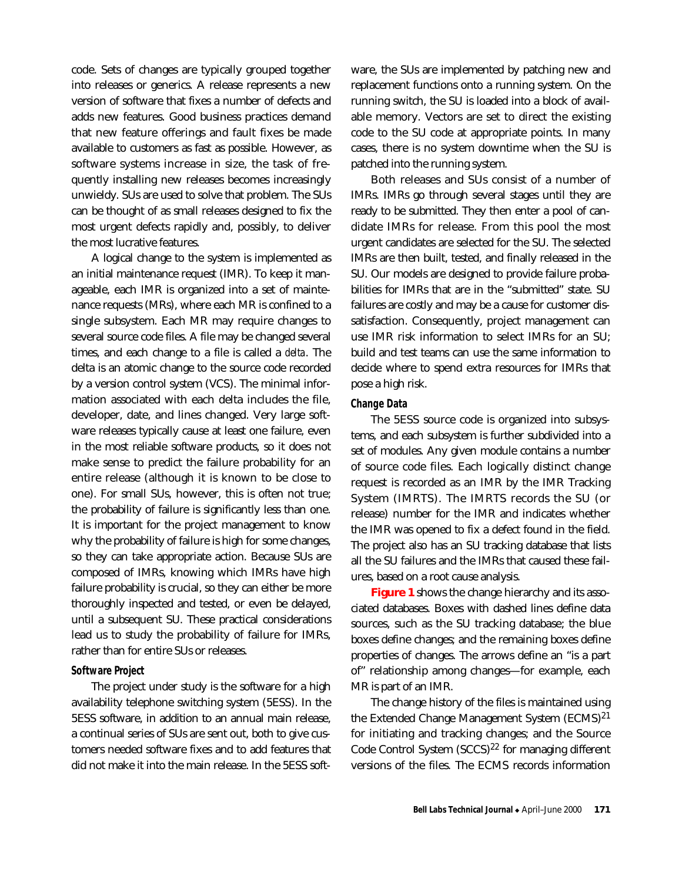code. Sets of changes are typically grouped together into releases or generics. A release represents a new version of software that fixes a number of defects and adds new features. Good business practices demand that new feature offerings and fault fixes be made available to customers as fast as possible. However, as software systems increase in size, the task of frequently installing new releases becomes increasingly unwieldy. SUs are used to solve that problem. The SUs can be thought of as small releases designed to fix the most urgent defects rapidly and, possibly, to deliver the most lucrative features.

A logical change to the system is implemented as an initial maintenance request (IMR). To keep it manageable, each IMR is organized into a set of maintenance requests (MRs), where each MR is confined to a single subsystem. Each MR may require changes to several source code files. A file may be changed several times, and each change to a file is called a *delta*. The delta is an atomic change to the source code recorded by a version control system (VCS). The minimal information associated with each delta includes the file, developer, date, and lines changed. Very large software releases typically cause at least one failure, even in the most reliable software products, so it does not make sense to predict the failure probability for an entire release (although it is known to be close to one). For small SUs, however, this is often not true; the probability of failure is significantly less than one. It is important for the project management to know why the probability of failure is high for some changes, so they can take appropriate action. Because SUs are composed of IMRs, knowing which IMRs have high failure probability is crucial, so they can either be more thoroughly inspected and tested, or even be delayed, until a subsequent SU. These practical considerations lead us to study the probability of failure for IMRs, rather than for entire SUs or releases.

### Software Project

The project under study is the software for a high availability telephone switching system (5ESS). In the 5ESS software, in addition to an annual main release, a continual series of SUs are sent out, both to give customers needed software fixes and to add features that did not make it into the main release. In the 5ESS software, the SUs are implemented by patching new and replacement functions onto a running system. On the running switch, the SU is loaded into a block of available memory. Vectors are set to direct the existing code to the SU code at appropriate points. In many cases, there is no system downtime when the SU is patched into the running system.

Both releases and SUs consist of a number of IMRs. IMRs go through several stages until they are ready to be submitted. They then enter a pool of candidate IMRs for release. From this pool the most urgent candidates are selected for the SU. The selected IMRs are then built, tested, and finally released in the SU. Our models are designed to provide failure probabilities for IMRs that are in the "submitted" state. SU failures are costly and may be a cause for customer dissatisfaction. Consequently, project management can use IMR risk information to select IMRs for an SU; build and test teams can use the same information to decide where to spend extra resources for IMRs that pose a high risk.

### Change Data

The 5ESS source code is organized into subsystems, and each subsystem is further subdivided into a set of modules. Any given module contains a number of source code files. Each logically distinct change request is recorded as an IMR by the IMR Tracking System (IMRTS). The IMRTS records the SU (or release) number for the IMR and indicates whether the IMR was opened to fix a defect found in the field. The project also has an SU tracking database that lists all the SU failures and the IMRs that caused these failures, based on a root cause analysis.

**Figure 1** shows the change hierarchy and its associated databases. Boxes with dashed lines define data sources, such as the SU tracking database; the blue boxes define changes; and the remaining boxes define properties of changes. The arrows define an "is a part of" relationship among changes—for example, each MR is part of an IMR.

The change history of the files is maintained using the Extended Change Management System (ECMS)[21] for initiating and tracking changes; and the Source Code Control System (SCCS)[22] for managing different versions of the files. The ECMS records information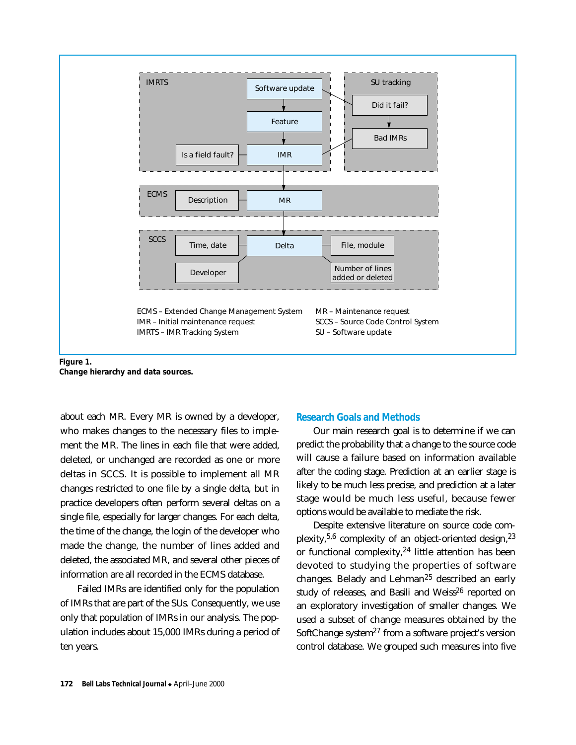ECMS – Extended Change Management System
IMR – Initial maintenance request
IMRTS – IMR Tracking System
MR – Maintenance request
SCCS – Source Code Control System
SU – Software update

**Figure 1.**
**Change hierarchy and data sources.**

about each MR. Every MR is owned by a developer, who makes changes to the necessary files to implement the MR. The lines in each file that were added, deleted, or unchanged are recorded as one or more deltas in SCCS. It is possible to implement all MR changes restricted to one file by a single delta, but in practice developers often perform several deltas on a single file, especially for larger changes. For each delta, the time of the change, the login of the developer who made the change, the number of lines added and deleted, the associated MR, and several other pieces of information are all recorded in the ECMS database.

Failed IMRs are identified only for the population of IMRs that are part of the SUs. Consequently, we use only that population of IMRs in our analysis. The population includes about 15,000 IMRs during a period of ten years.

## Research Goals and Methods

Our main research goal is to determine if we can predict the probability that a change to the source code will cause a failure based on information available after the coding stage. Prediction at an earlier stage is likely to be much less precise, and prediction at a later stage would be much less useful, because fewer options would be available to mediate the risk.

Despite extensive literature on source code complexity,[5,6] complexity of an object-oriented design,[23] or functional complexity,[24] little attention has been devoted to studying the properties of software changes. Belady and Lehman[25] described an early study of releases, and Basili and Weiss[26] reported on an exploratory investigation of smaller changes. We used a subset of change measures obtained by the SoftChange system[27] from a software project's version control database. We grouped such measures into five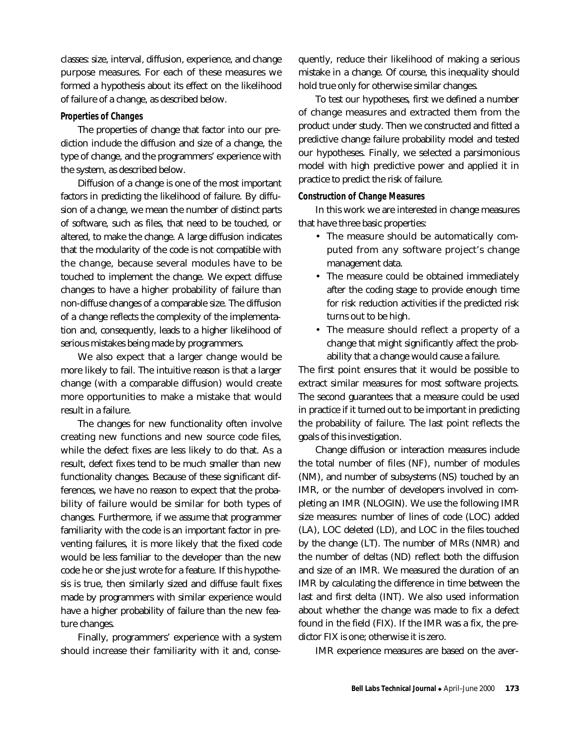classes: size, interval, diffusion, experience, and change purpose measures. For each of these measures we formed a hypothesis about its effect on the likelihood of failure of a change, as described below.

### Properties of Changes

The properties of change that factor into our prediction include the diffusion and size of a change, the type of change, and the programmers' experience with the system, as described below.

Diffusion of a change is one of the most important factors in predicting the likelihood of failure. By diffusion of a change, we mean the number of distinct parts of software, such as files, that need to be touched, or altered, to make the change. A large diffusion indicates that the modularity of the code is not compatible with the change, because several modules have to be touched to implement the change. We expect diffuse changes to have a higher probability of failure than non-diffuse changes of a comparable size. The diffusion of a change reflects the complexity of the implementation and, consequently, leads to a higher likelihood of serious mistakes being made by programmers.

We also expect that a larger change would be more likely to fail. The intuitive reason is that a larger change (with a comparable diffusion) would create more opportunities to make a mistake that would result in a failure.

The changes for new functionality often involve creating new functions and new source code files, while the defect fixes are less likely to do that. As a result, defect fixes tend to be much smaller than new functionality changes. Because of these significant differences, we have no reason to expect that the probability of failure would be similar for both types of changes. Furthermore, if we assume that programmer familiarity with the code is an important factor in preventing failures, it is more likely that the fixed code would be less familiar to the developer than the new code he or she just wrote for a feature. If this hypothesis is true, then similarly sized and diffuse fault fixes made by programmers with similar experience would have a higher probability of failure than the new feature changes.

Finally, programmers' experience with a system should increase their familiarity with it and, consequently, reduce their likelihood of making a serious mistake in a change. Of course, this inequality should hold true only for otherwise similar changes.

To test our hypotheses, first we defined a number of change measures and extracted them from the product under study. Then we constructed and fitted a predictive change failure probability model and tested our hypotheses. Finally, we selected a parsimonious model with high predictive power and applied it in practice to predict the risk of failure.

### Construction of Change Measures

In this work we are interested in change measures that have three basic properties:

- The measure should be automatically computed from any software project's change management data.
- The measure could be obtained immediately after the coding stage to provide enough time for risk reduction activities if the predicted risk turns out to be high.
- The measure should reflect a property of a change that might significantly affect the probability that a change would cause a failure.

The first point ensures that it would be possible to extract similar measures for most software projects. The second guarantees that a measure could be used in practice if it turned out to be important in predicting the probability of failure. The last point reflects the goals of this investigation.

Change diffusion or interaction measures include the total number of files (NF), number of modules (NM), and number of subsystems (NS) touched by an IMR, or the number of developers involved in completing an IMR (NLOGIN). We use the following IMR size measures: number of lines of code (LOC) added (LA), LOC deleted (LD), and LOC in the files touched by the change (LT). The number of MRs (NMR) and the number of deltas (ND) reflect both the diffusion and size of an IMR. We measured the duration of an IMR by calculating the difference in time between the last and first delta (INT). We also used information about whether the change was made to fix a defect found in the field (FIX). If the IMR was a fix, the predictor FIX is one; otherwise it is zero.

IMR experience measures are based on the aver-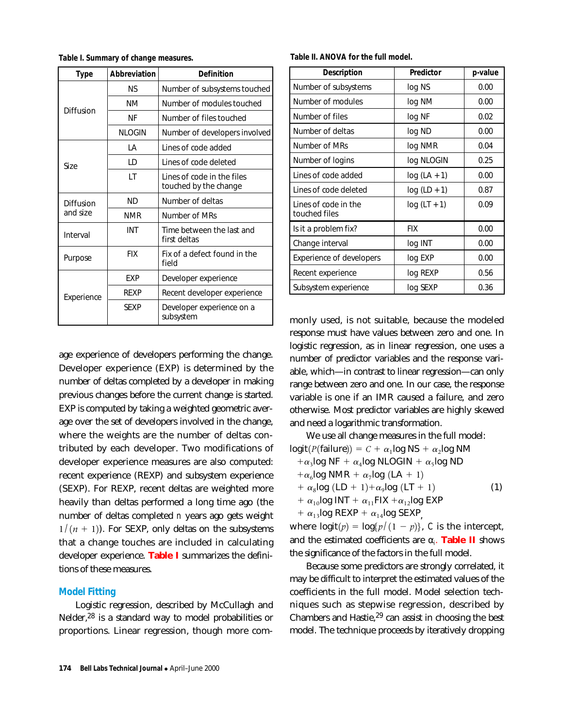**Table I. Summary of change measures.**

| Type | Abbreviation | Definition |
|---|---|---|
| Diffusion | NS | Number of subsystems touched |
| | NM | Number of modules touched |
| | NF | Number of files touched |
| | NLOGIN | Number of developers involved |
| Size | LA | Lines of code added |
| | LD | Lines of code deleted |
| | LT | Lines of code in the files touched by the change |
| Diffusion and size | ND | Number of deltas |
| | NMR | Number of MRs |
| Interval | INT | Time between the last and first deltas |
| Purpose | FIX | Fix of a defect found in the field |
| Experience | EXP | Developer experience |
| | REXP | Recent developer experience |
| | SEXP | Developer experience on a subsystem |

age experience of developers performing the change. Developer experience (EXP) is determined by the number of deltas completed by a developer in making previous changes before the current change is started. EXP is computed by taking a weighted geometric average over the set of developers involved in the change, where the weights are the number of deltas contributed by each developer. Two modifications of developer experience measures are also computed: recent experience (REXP) and subsystem experience (SEXP). For REXP, recent deltas are weighted more heavily than deltas performed a long time ago (the number of deltas completed $n$ years ago gets weight $1/(n+1)$). For SEXP, only deltas on the subsystems that a change touches are included in calculating developer experience. Table I summarizes the definitions of these measures.

### Model Fitting

Logistic regression, described by McCullagh and Nelder,[28] is a standard way to model probabilities or proportions. Linear regression, though more commonly used, is not suitable, because the modeled response must have values between zero and one. In logistic regression, as in linear regression, one uses a number of predictor variables and the response variable, which—in contrast to linear regression—can only range between zero and one. In our case, the response variable is one if an IMR caused a failure, and zero otherwise. Most predictor variables are highly skewed and need a logarithmic transformation.

**Table II. ANOVA for the full model.**

| Description | Predictor | p-value |
|---|---|---|
| Number of subsystems | log NS | 0.00 |
| Number of modules | log NM | 0.00 |
| Number of files | log NF | 0.02 |
| Number of deltas | log ND | 0.00 |
| Number of MRs | log NMR | 0.04 |
| Number of logins | log NLOGIN | 0.25 |
| Lines of code added | log (LA + 1) | 0.00 |
| Lines of code deleted | log (LD + 1) | 0.87 |
| Lines of code in the touched files | log (LT + 1) | 0.09 |
| Is it a problem fix? | FIX | 0.00 |
| Change interval | log INT | 0.00 |
| Experience of developers | log EXP | 0.00 |
| Recent experience | log REXP | 0.56 |
| Subsystem experience | log SEXP | 0.36 |

We use all change measures in the full model:

$$
\begin{aligned}
\text{logit}(P(\text{failure})) = {} & C + \alpha_1 \log \text{NS} + \alpha_2 \log \text{NM} \\
& + \alpha_3 \log \text{NF} + \alpha_4 \log \text{NLOGIN} + \alpha_5 \log \text{ND} \\
& + \alpha_6 \log \text{NMR} + \alpha_7 \log(\text{LA} + 1) \\
& + \alpha_8 \log(\text{LD} + 1) + \alpha_9 \log(\text{LT} + 1) \\
& + \alpha_{10} \log \text{INT} + \alpha_{11} \text{FIX} + \alpha_{12} \log \text{EXP} \\
& + \alpha_{13} \log \text{REXP} + \alpha_{14} \log \text{SEXP},
\end{aligned}
\tag{1}
$$

where $\text{logit}(p) = \log\{p/(1-p)\}$, C is the intercept, and the estimated coefficients are $\alpha_i$. Table II shows the significance of the factors in the full model.

Because some predictors are strongly correlated, it may be difficult to interpret the estimated values of the coefficients in the full model. Model selection techniques such as stepwise regression, described by Chambers and Hastie,[29] can assist in choosing the best model. The technique proceeds by iteratively dropping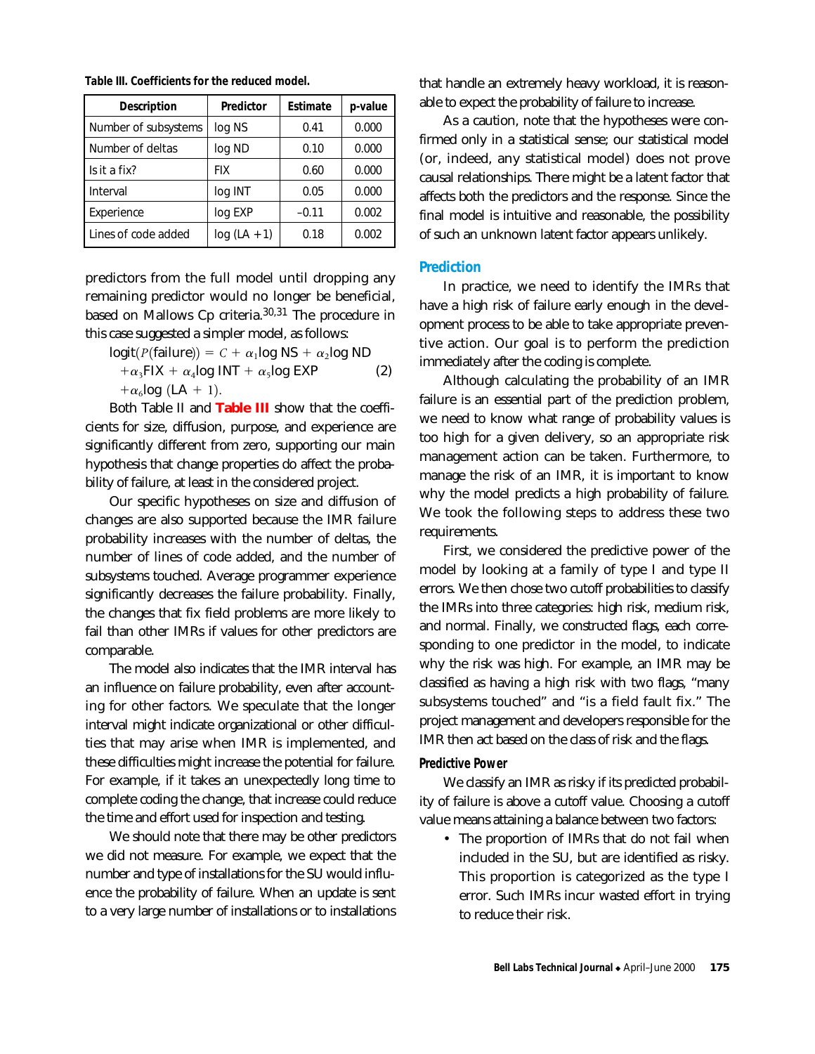**Table III. Coefficients for the reduced model.**

| Description | Predictor | Estimate | p-value |
|---|---|---|---|
| Number of subsystems | log NS | 0.41 | 0.000 |
| Number of deltas | log ND | 0.10 | 0.000 |
| Is it a fix? | FIX | 0.60 | 0.000 |
| Interval | log INT | 0.05 | 0.000 |
| Experience | log EXP | –0.11 | 0.002 |
| Lines of code added | log (LA + 1) | 0.18 | 0.002 |

predictors from the full model until dropping any remaining predictor would no longer be beneficial, based on Mallows Cp criteria.[30,31] The procedure in this case suggested a simpler model, as follows:

$$\text{logit}(P(\text{failure})) = C + \alpha_1 \log \text{NS} + \alpha_2 \log \text{ND} + \alpha_3 \text{FIX} + \alpha_4 \log \text{INT} + \alpha_5 \log \text{EXP} + \alpha_6 \log(\text{LA} + 1). \quad (2)$$

Both Table II and **Table III** show that the coefficients for size, diffusion, purpose, and experience are significantly different from zero, supporting our main hypothesis that change properties do affect the probability of failure, at least in the considered project.

Our specific hypotheses on size and diffusion of changes are also supported because the IMR failure probability increases with the number of deltas, the number of lines of code added, and the number of subsystems touched. Average programmer experience significantly decreases the failure probability. Finally, the changes that fix field problems are more likely to fail than other IMRs if values for other predictors are comparable.

The model also indicates that the IMR interval has an influence on failure probability, even after accounting for other factors. We speculate that the longer interval might indicate organizational or other difficulties that may arise when IMR is implemented, and these difficulties might increase the potential for failure. For example, if it takes an unexpectedly long time to complete coding the change, that increase could reduce the time and effort used for inspection and testing.

We should note that there may be other predictors we did not measure. For example, we expect that the number and type of installations for the SU would influence the probability of failure. When an update is sent to a very large number of installations or to installations that handle an extremely heavy workload, it is reasonable to expect the probability of failure to increase.

As a caution, note that the hypotheses were confirmed only in a statistical sense; our statistical model (or, indeed, any statistical model) does not prove causal relationships. There might be a latent factor that affects both the predictors and the response. Since the final model is intuitive and reasonable, the possibility of such an unknown latent factor appears unlikely.

## Prediction

In practice, we need to identify the IMRs that have a high risk of failure early enough in the development process to be able to take appropriate preventive action. Our goal is to perform the prediction immediately after the coding is complete.

Although calculating the probability of an IMR failure is an essential part of the prediction problem, we need to know what range of probability values is too high for a given delivery, so an appropriate risk management action can be taken. Furthermore, to manage the risk of an IMR, it is important to know why the model predicts a high probability of failure. We took the following steps to address these two requirements.

First, we considered the predictive power of the model by looking at a family of type I and type II errors. We then chose two cutoff probabilities to classify the IMRs into three categories: high risk, medium risk, and normal. Finally, we constructed flags, each corresponding to one predictor in the model, to indicate why the risk was high. For example, an IMR may be classified as having a high risk with two flags, "many subsystems touched" and "is a field fault fix." The project management and developers responsible for the IMR then act based on the class of risk and the flags.

### Predictive Power

We classify an IMR as risky if its predicted probability of failure is above a cutoff value. Choosing a cutoff value means attaining a balance between two factors:

- The proportion of IMRs that do not fail when included in the SU, but are identified as risky. This proportion is categorized as the type I error. Such IMRs incur wasted effort in trying to reduce their risk.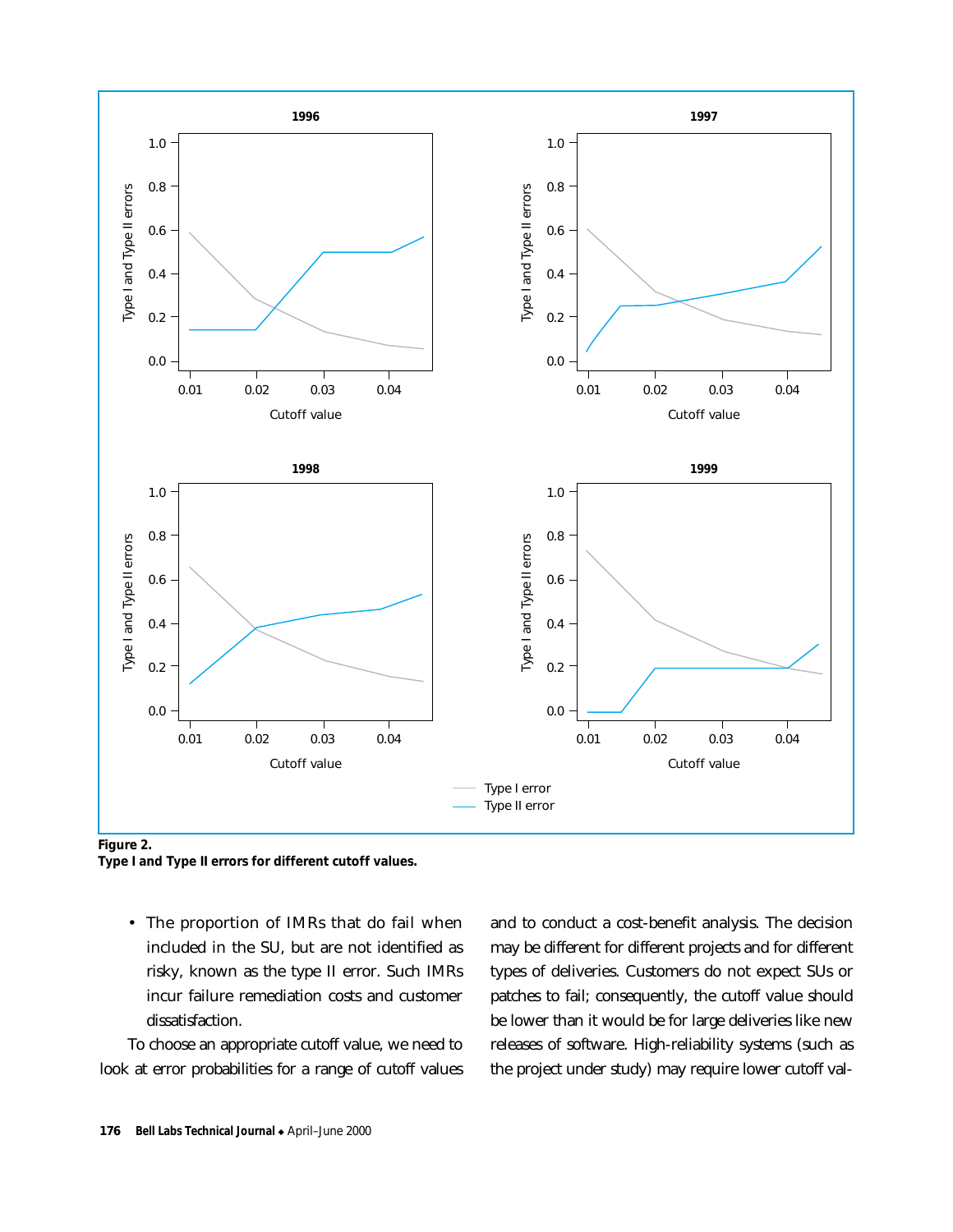**Figure 2.**
**Type I and Type II errors for different cutoff values.**

- The proportion of IMRs that do fail when included in the SU, but are not identified as risky, known as the type II error. Such IMRs incur failure remediation costs and customer dissatisfaction.

To choose an appropriate cutoff value, we need to look at error probabilities for a range of cutoff values and to conduct a cost-benefit analysis. The decision may be different for different projects and for different types of deliveries. Customers do not expect SUs or patches to fail; consequently, the cutoff value should be lower than it would be for large deliveries like new releases of software. High-reliability systems (such as the project under study) may require lower cutoff val-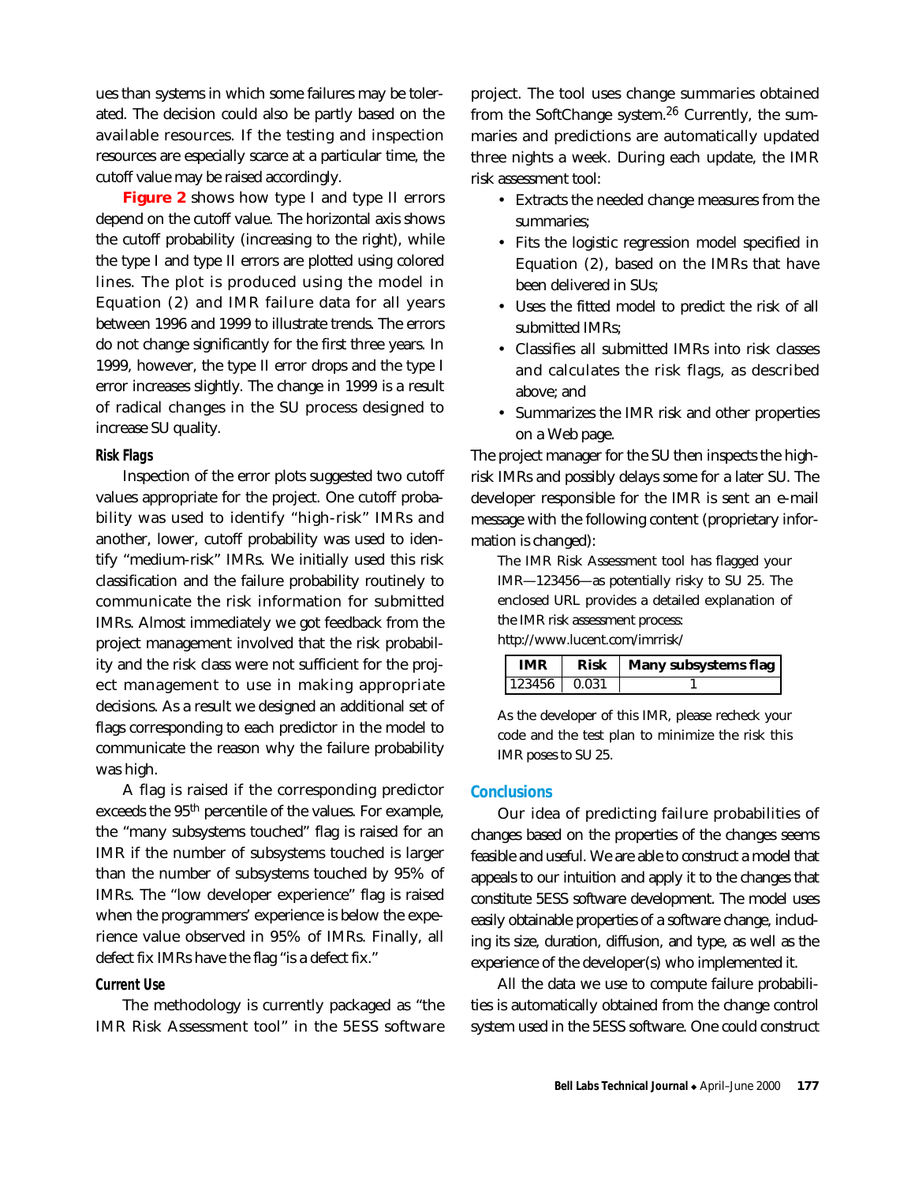ues than systems in which some failures may be tolerated. The decision could also be partly based on the available resources. If the testing and inspection resources are especially scarce at a particular time, the cutoff value may be raised accordingly.

**Figure 2** shows how type I and type II errors depend on the cutoff value. The horizontal axis shows the cutoff probability (increasing to the right), while the type I and type II errors are plotted using colored lines. The plot is produced using the model in Equation (2) and IMR failure data for all years between 1996 and 1999 to illustrate trends. The errors do not change significantly for the first three years. In 1999, however, the type II error drops and the type I error increases slightly. The change in 1999 is a result of radical changes in the SU process designed to increase SU quality.

### Risk Flags

Inspection of the error plots suggested two cutoff values appropriate for the project. One cutoff probability was used to identify "high-risk" IMRs and another, lower, cutoff probability was used to identify "medium-risk" IMRs. We initially used this risk classification and the failure probability routinely to communicate the risk information for submitted IMRs. Almost immediately we got feedback from the project management involved that the risk probability and the risk class were not sufficient for the project management to use in making appropriate decisions. As a result we designed an additional set of flags corresponding to each predictor in the model to communicate the reason why the failure probability was high.

A flag is raised if the corresponding predictor exceeds the 95th percentile of the values. For example, the "many subsystems touched" flag is raised for an IMR if the number of subsystems touched is larger than the number of subsystems touched by 95% of IMRs. The "low developer experience" flag is raised when the programmers' experience is below the experience value observed in 95% of IMRs. Finally, all defect fix IMRs have the flag "is a defect fix."

### Current Use

The methodology is currently packaged as "the IMR Risk Assessment tool" in the 5ESS software project. The tool uses change summaries obtained from the SoftChange system.[26] Currently, the summaries and predictions are automatically updated three nights a week. During each update, the IMR risk assessment tool:

- Extracts the needed change measures from the summaries;
- Fits the logistic regression model specified in Equation (2), based on the IMRs that have been delivered in SUs;
- Uses the fitted model to predict the risk of all submitted IMRs;
- Classifies all submitted IMRs into risk classes and calculates the risk flags, as described above; and
- Summarizes the IMR risk and other properties on a Web page.

The project manager for the SU then inspects the high-risk IMRs and possibly delays some for a later SU. The developer responsible for the IMR is sent an e-mail message with the following content (proprietary information is changed):

> The IMR Risk Assessment tool has flagged your IMR—123456—as potentially risky to SU 25. The enclosed URL provides a detailed explanation of the IMR risk assessment process:
> http://www.lucent.com/imrrisk/
>
> | IMR | Risk | Many subsystems flag |
> | --- | --- | --- |
> | 123456 | 0.031 | 1 |
>
> As the developer of this IMR, please recheck your code and the test plan to minimize the risk this IMR poses to SU 25.

## Conclusions

Our idea of predicting failure probabilities of changes based on the properties of the changes seems feasible and useful. We are able to construct a model that appeals to our intuition and apply it to the changes that constitute 5ESS software development. The model uses easily obtainable properties of a software change, including its size, duration, diffusion, and type, as well as the experience of the developer(s) who implemented it.

All the data we use to compute failure probabilities is automatically obtained from the change control system used in the 5ESS software. One could construct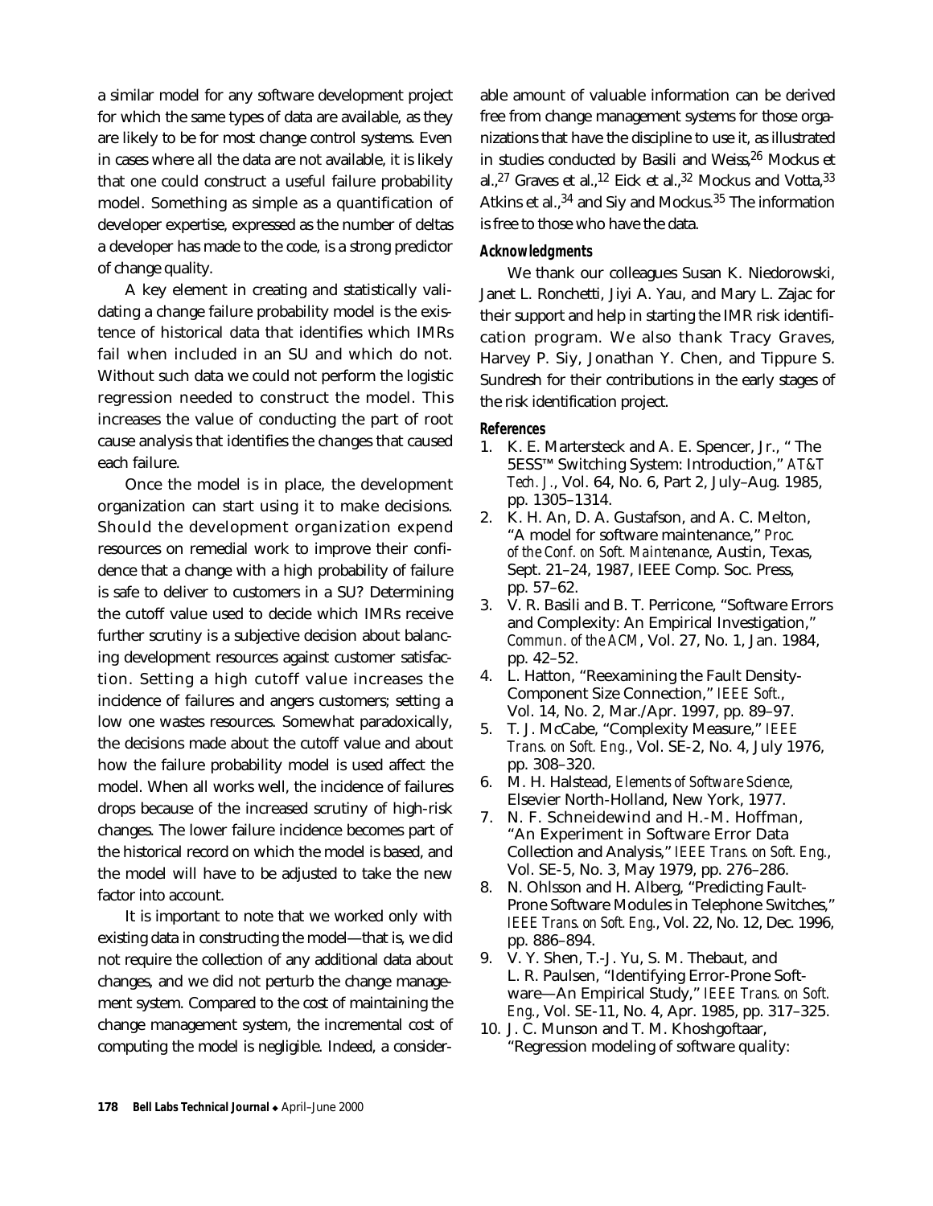a similar model for any software development project for which the same types of data are available, as they are likely to be for most change control systems. Even in cases where all the data are not available, it is likely that one could construct a useful failure probability model. Something as simple as a quantification of developer expertise, expressed as the number of deltas a developer has made to the code, is a strong predictor of change quality.

A key element in creating and statistically validating a change failure probability model is the existence of historical data that identifies which IMRs fail when included in an SU and which do not. Without such data we could not perform the logistic regression needed to construct the model. This increases the value of conducting the part of root cause analysis that identifies the changes that caused each failure.

Once the model is in place, the development organization can start using it to make decisions. Should the development organization expend resources on remedial work to improve their confidence that a change with a high probability of failure is safe to deliver to customers in a SU? Determining the cutoff value used to decide which IMRs receive further scrutiny is a subjective decision about balancing development resources against customer satisfaction. Setting a high cutoff value increases the incidence of failures and angers customers; setting a low one wastes resources. Somewhat paradoxically, the decisions made about the cutoff value and about how the failure probability model is used affect the model. When all works well, the incidence of failures drops because of the increased scrutiny of high-risk changes. The lower failure incidence becomes part of the historical record on which the model is based, and the model will have to be adjusted to take the new factor into account.

It is important to note that we worked only with existing data in constructing the model—that is, we did not require the collection of any additional data about changes, and we did not perturb the change management system. Compared to the cost of maintaining the change management system, the incremental cost of computing the model is negligible. Indeed, a considerable amount of valuable information can be derived free from change management systems for those organizations that have the discipline to use it, as illustrated in studies conducted by Basili and Weiss,[26] Mockus et al.,[27] Graves et al.,[12] Eick et al.,[32] Mockus and Votta,[33] Atkins et al.,[34] and Siy and Mockus.[35] The information is free to those who have the data.

### Acknowledgments

We thank our colleagues Susan K. Niedorowski, Janet L. Ronchetti, Jiyi A. Yau, and Mary L. Zajac for their support and help in starting the IMR risk identification program. We also thank Tracy Graves, Harvey P. Siy, Jonathan Y. Chen, and Tippure S. Sundresh for their contributions in the early stages of the risk identification project.

### References

1. K. E. Martersteck and A. E. Spencer, Jr., " The 5ESS™ Switching System: Introduction," *AT&T Tech. J.*, Vol. 64, No. 6, Part 2, July–Aug. 1985, pp. 1305–1314.
2. K. H. An, D. A. Gustafson, and A. C. Melton, "A model for software maintenance," *Proc. of the Conf. on Soft. Maintenance*, Austin, Texas, Sept. 21–24, 1987, IEEE Comp. Soc. Press, pp. 57–62.
3. V. R. Basili and B. T. Perricone, "Software Errors and Complexity: An Empirical Investigation," *Commun. of the ACM*, Vol. 27, No. 1, Jan. 1984, pp. 42–52.
4. L. Hatton, "Reexamining the Fault Density-Component Size Connection," *IEEE Soft.*, Vol. 14, No. 2, Mar./Apr. 1997, pp. 89–97.
5. T. J. McCabe, "Complexity Measure," *IEEE Trans. on Soft. Eng.*, Vol. SE-2, No. 4, July 1976, pp. 308–320.
6. M. H. Halstead, *Elements of Software Science*, Elsevier North-Holland, New York, 1977.
7. N. F. Schneidewind and H.-M. Hoffman, "An Experiment in Software Error Data Collection and Analysis," *IEEE Trans. on Soft. Eng.*, Vol. SE-5, No. 3, May 1979, pp. 276–286.
8. N. Ohlsson and H. Alberg, "Predicting Fault-Prone Software Modules in Telephone Switches," *IEEE Trans. on Soft. Eng.*, Vol. 22, No. 12, Dec. 1996, pp. 886–894.
9. V. Y. Shen, T.-J. Yu, S. M. Thebaut, and L. R. Paulsen, "Identifying Error-Prone Software—An Empirical Study," *IEEE Trans. on Soft. Eng.*, Vol. SE-11, No. 4, Apr. 1985, pp. 317–325.
10. J. C. Munson and T. M. Khoshgoftaar, "Regression modeling of software quality: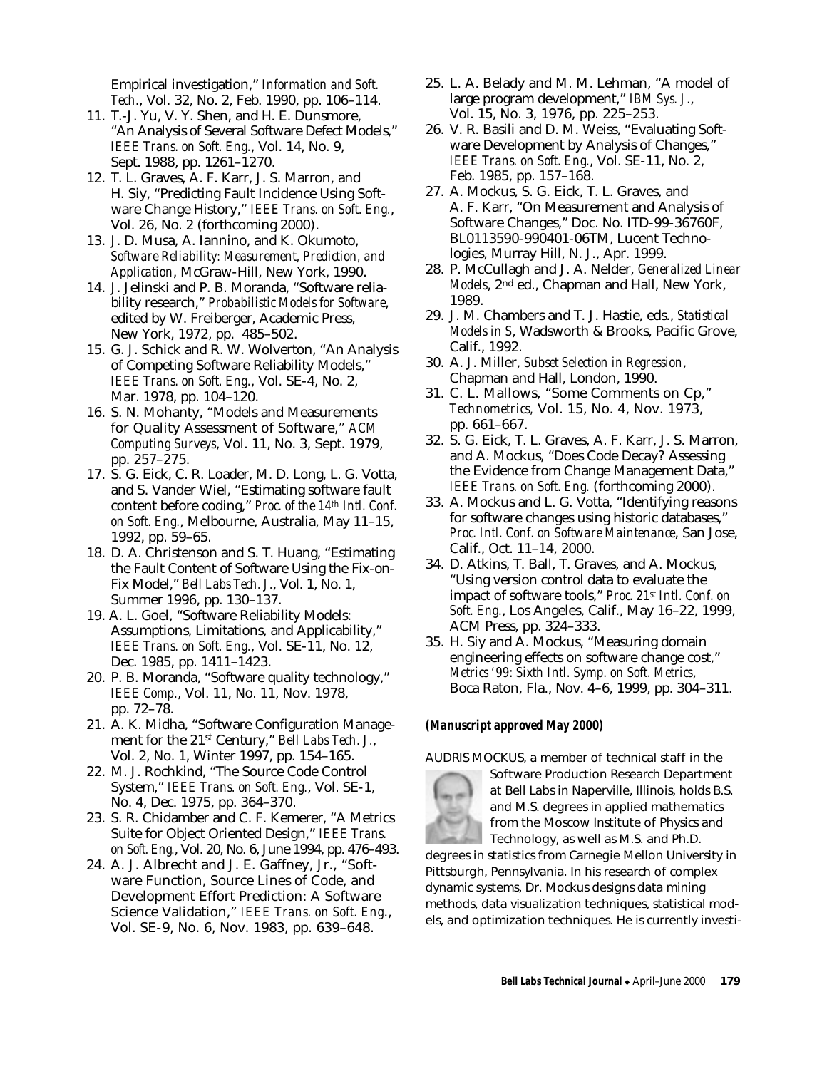Empirical investigation," *Information and Soft. Tech.*, Vol. 32, No. 2, Feb. 1990, pp. 106–114.

11. T.-J. Yu, V. Y. Shen, and H. E. Dunsmore, "An Analysis of Several Software Defect Models," *IEEE Trans. on Soft. Eng.*, Vol. 14, No. 9, Sept. 1988, pp. 1261–1270.
12. T. L. Graves, A. F. Karr, J. S. Marron, and H. Siy, "Predicting Fault Incidence Using Software Change History," *IEEE Trans. on Soft. Eng.*, Vol. 26, No. 2 (forthcoming 2000).
13. J. D. Musa, A. Iannino, and K. Okumoto, *Software Reliability: Measurement, Prediction, and Application*, McGraw-Hill, New York, 1990.
14. J. Jelinski and P. B. Moranda, "Software reliability research," *Probabilistic Models for Software*, edited by W. Freiberger, Academic Press, New York, 1972, pp. 485–502.
15. G. J. Schick and R. W. Wolverton, "An Analysis of Competing Software Reliability Models," *IEEE Trans. on Soft. Eng.*, Vol. SE-4, No. 2, Mar. 1978, pp. 104–120.
16. S. N. Mohanty, "Models and Measurements for Quality Assessment of Software," *ACM Computing Surveys*, Vol. 11, No. 3, Sept. 1979, pp. 257–275.
17. S. G. Eick, C. R. Loader, M. D. Long, L. G. Votta, and S. Vander Wiel, "Estimating software fault content before coding," *Proc. of the 14th Intl. Conf. on Soft. Eng.*, Melbourne, Australia, May 11–15, 1992, pp. 59–65.
18. D. A. Christenson and S. T. Huang, "Estimating the Fault Content of Software Using the Fix-on-Fix Model," *Bell Labs Tech. J.*, Vol. 1, No. 1, Summer 1996, pp. 130–137.
19. A. L. Goel, "Software Reliability Models: Assumptions, Limitations, and Applicability," *IEEE Trans. on Soft. Eng.*, Vol. SE-11, No. 12, Dec. 1985, pp. 1411–1423.
20. P. B. Moranda, "Software quality technology," *IEEE Comp.*, Vol. 11, No. 11, Nov. 1978, pp. 72–78.
21. A. K. Midha, "Software Configuration Management for the 21st Century," *Bell Labs Tech. J.*, Vol. 2, No. 1, Winter 1997, pp. 154–165.
22. M. J. Rochkind, "The Source Code Control System," *IEEE Trans. on Soft. Eng.*, Vol. SE-1, No. 4, Dec. 1975, pp. 364–370.
23. S. R. Chidamber and C. F. Kemerer, "A Metrics Suite for Object Oriented Design," *IEEE Trans. on Soft. Eng.*, Vol. 20, No. 6, June 1994, pp. 476–493.
24. A. J. Albrecht and J. E. Gaffney, Jr., "Software Function, Source Lines of Code, and Development Effort Prediction: A Software Science Validation," *IEEE Trans. on Soft. Eng.*, Vol. SE-9, No. 6, Nov. 1983, pp. 639–648.
25. L. A. Belady and M. M. Lehman, "A model of large program development," *IBM Sys. J.*, Vol. 15, No. 3, 1976, pp. 225–253.
26. V. R. Basili and D. M. Weiss, "Evaluating Software Development by Analysis of Changes," *IEEE Trans. on Soft. Eng.*, Vol. SE-11, No. 2, Feb. 1985, pp. 157–168.
27. A. Mockus, S. G. Eick, T. L. Graves, and A. F. Karr, "On Measurement and Analysis of Software Changes," Doc. No. ITD-99-36760F, BL0113590-990401-06TM, Lucent Technologies, Murray Hill, N. J., Apr. 1999.
28. P. McCullagh and J. A. Nelder, *Generalized Linear Models*, 2nd ed., Chapman and Hall, New York, 1989.
29. J. M. Chambers and T. J. Hastie, eds., *Statistical Models in S*, Wadsworth & Brooks, Pacific Grove, Calif., 1992.
30. A. J. Miller, *Subset Selection in Regression*, Chapman and Hall, London, 1990.
31. C. L. Mallows, "Some Comments on Cp," *Technometrics*, Vol. 15, No. 4, Nov. 1973, pp. 661–667.
32. S. G. Eick, T. L. Graves, A. F. Karr, J. S. Marron, and A. Mockus, "Does Code Decay? Assessing the Evidence from Change Management Data," *IEEE Trans. on Soft. Eng.* (forthcoming 2000).
33. A. Mockus and L. G. Votta, "Identifying reasons for software changes using historic databases," *Proc. Intl. Conf. on Software Maintenance*, San Jose, Calif., Oct. 11–14, 2000.
34. D. Atkins, T. Ball, T. Graves, and A. Mockus, "Using version control data to evaluate the impact of software tools," *Proc. 21st Intl. Conf. on Soft. Eng.*, Los Angeles, Calif., May 16–22, 1999, ACM Press, pp. 324–333.
35. H. Siy and A. Mockus, "Measuring domain engineering effects on software change cost," *Metrics '99: Sixth Intl. Symp. on Soft. Metrics*, Boca Raton, Fla., Nov. 4–6, 1999, pp. 304–311.

***(Manuscript approved May 2000)***

AUDRIS MOCKUS, a member of technical staff in the Software Production Research Department at Bell Labs in Naperville, Illinois, holds B.S. and M.S. degrees in applied mathematics from the Moscow Institute of Physics and Technology, as well as M.S. and Ph.D. degrees in statistics from Carnegie Mellon University in Pittsburgh, Pennsylvania. In his research of complex dynamic systems, Dr. Mockus designs data mining methods, data visualization techniques, statistical models, and optimization techniques. He is currently investi-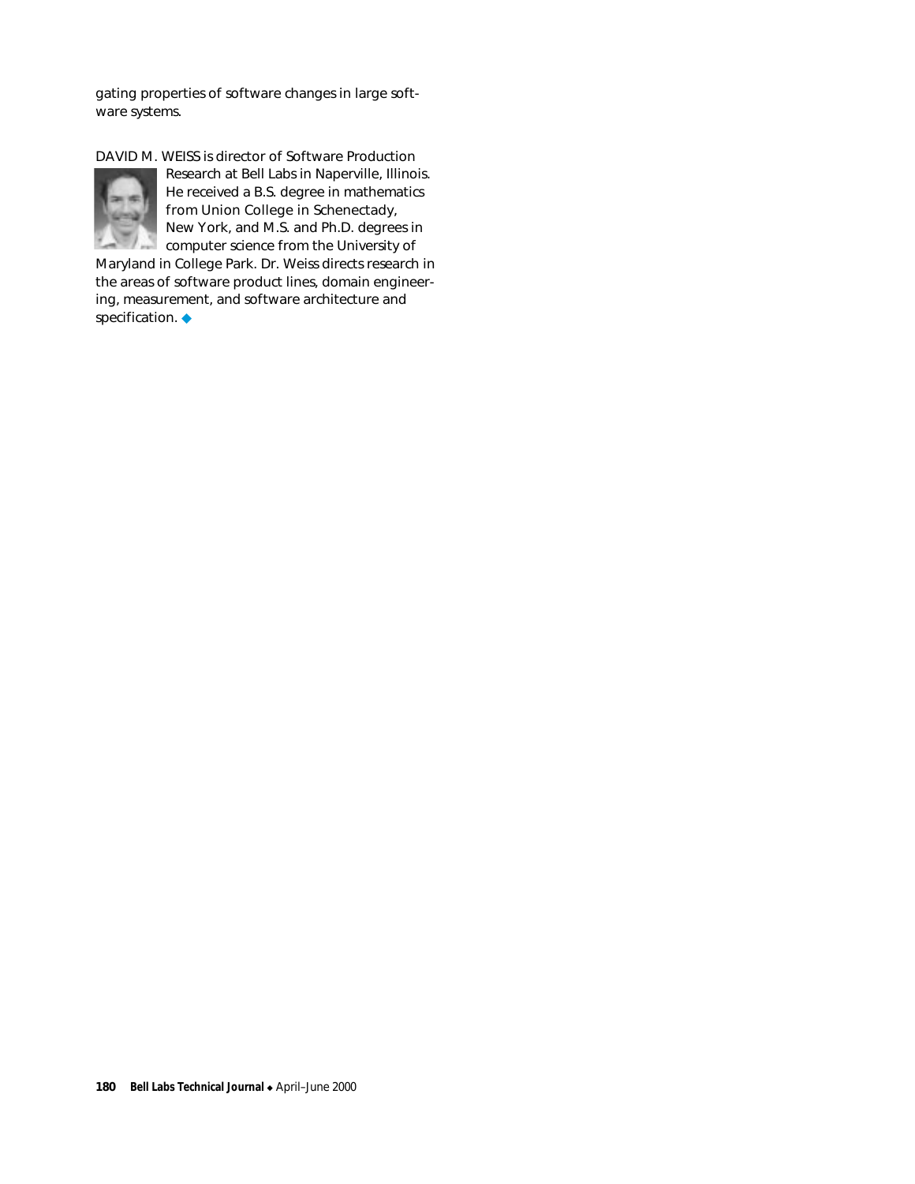gating properties of software changes in large software systems.

DAVID M. WEISS is director of Software Production Research at Bell Labs in Naperville, Illinois. He received a B.S. degree in mathematics from Union College in Schenectady, New York, and M.S. and Ph.D. degrees in computer science from the University of Maryland in College Park. Dr. Weiss directs research in the areas of software product lines, domain engineering, measurement, and software architecture and specification. ◆